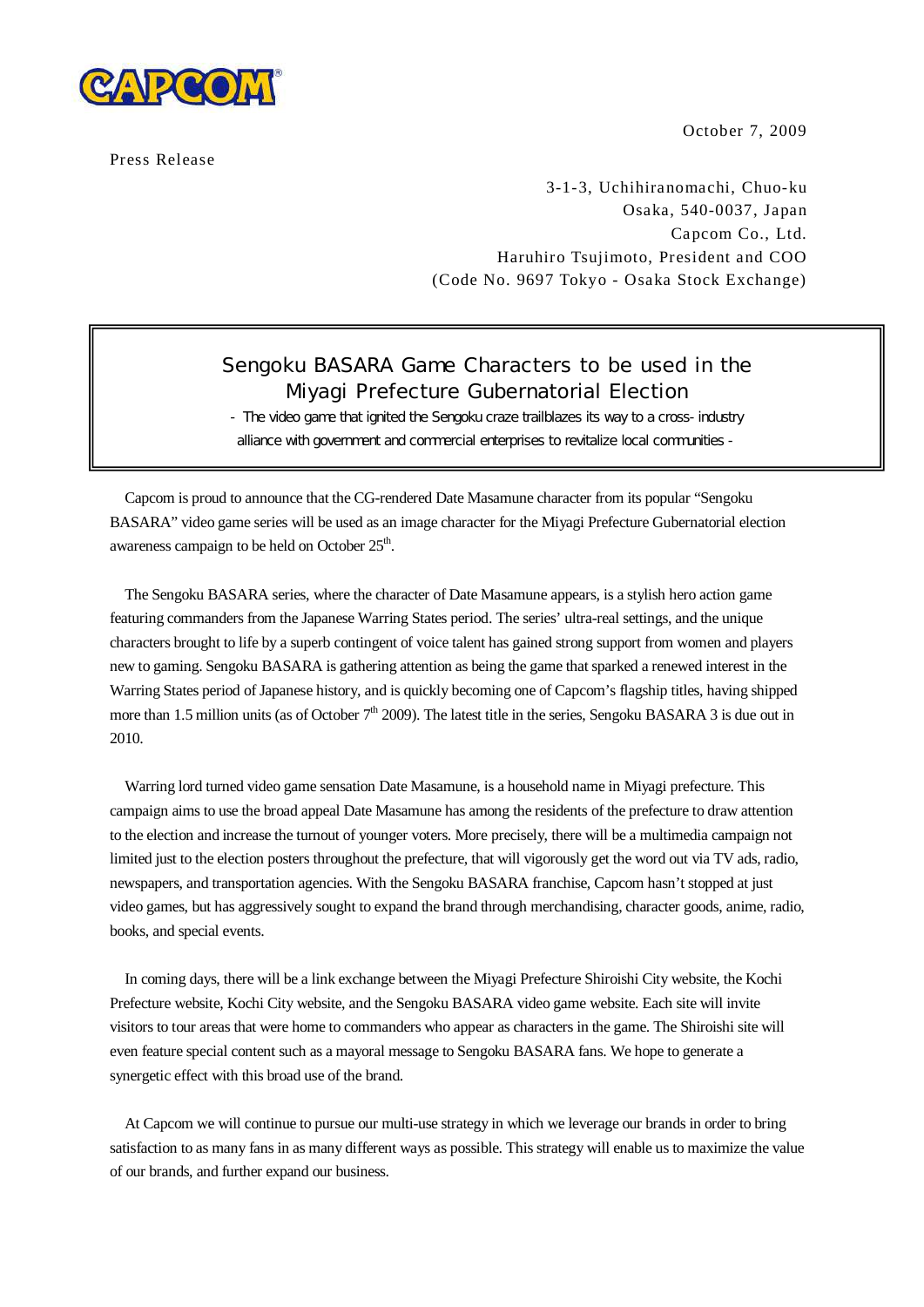October 7, 2009

Press Release

3-1-3, Uchihiranomachi, Chuo-ku
Osaka, 540-0037, Japan
Capcom Co., Ltd.
Haruhiro Tsujimoto, President and COO
(Code No. 9697 Tokyo - Osaka Stock Exchange)

# Sengoku BASARA Game Characters to be used in the Miyagi Prefecture Gubernatorial Election

- The video game that ignited the Sengoku craze trailblazes its way to a cross- industry alliance with government and commercial enterprises to revitalize local communities -

Capcom is proud to announce that the CG-rendered Date Masamune character from its popular "Sengoku BASARA" video game series will be used as an image character for the Miyagi Prefecture Gubernatorial election awareness campaign to be held on October 25th.

The Sengoku BASARA series, where the character of Date Masamune appears, is a stylish hero action game featuring commanders from the Japanese Warring States period. The series' ultra-real settings, and the unique characters brought to life by a superb contingent of voice talent has gained strong support from women and players new to gaming. Sengoku BASARA is gathering attention as being the game that sparked a renewed interest in the Warring States period of Japanese history, and is quickly becoming one of Capcom's flagship titles, having shipped more than 1.5 million units (as of October 7th 2009). The latest title in the series, Sengoku BASARA 3 is due out in 2010.

Warring lord turned video game sensation Date Masamune, is a household name in Miyagi prefecture. This campaign aims to use the broad appeal Date Masamune has among the residents of the prefecture to draw attention to the election and increase the turnout of younger voters. More precisely, there will be a multimedia campaign not limited just to the election posters throughout the prefecture, that will vigorously get the word out via TV ads, radio, newspapers, and transportation agencies. With the Sengoku BASARA franchise, Capcom hasn't stopped at just video games, but has aggressively sought to expand the brand through merchandising, character goods, anime, radio, books, and special events.

In coming days, there will be a link exchange between the Miyagi Prefecture Shiroishi City website, the Kochi Prefecture website, Kochi City website, and the Sengoku BASARA video game website. Each site will invite visitors to tour areas that were home to commanders who appear as characters in the game. The Shiroishi site will even feature special content such as a mayoral message to Sengoku BASARA fans. We hope to generate a synergetic effect with this broad use of the brand.

At Capcom we will continue to pursue our multi-use strategy in which we leverage our brands in order to bring satisfaction to as many fans in as many different ways as possible. This strategy will enable us to maximize the value of our brands, and further expand our business.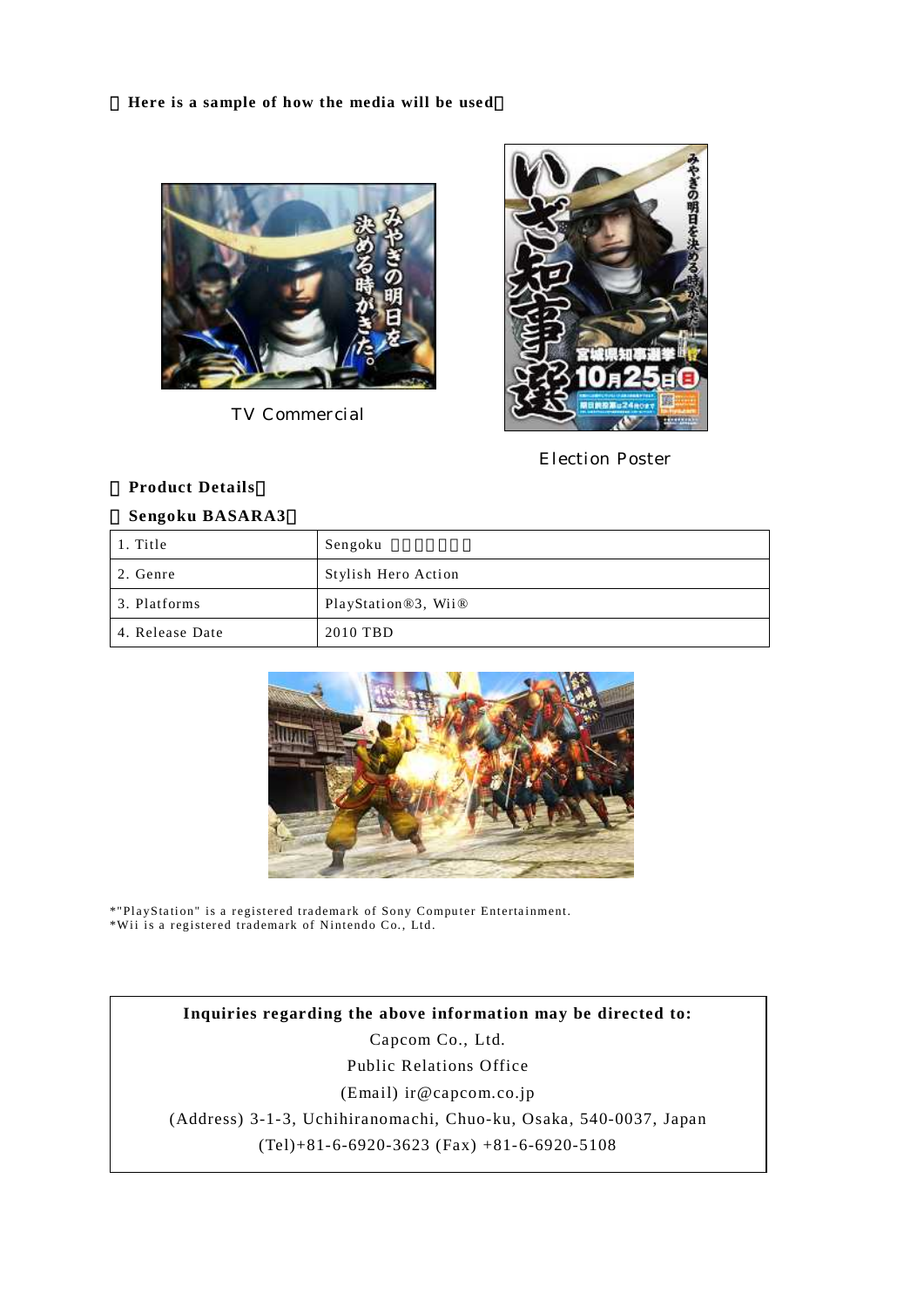【Here is a sample of how the media will be used】

TV Commercial

Election Poster

【Product Details】

【Sengoku BASARA3】

| | |
|---|---|
| 1. Title | Sengoku 　　　　　　 |
| 2. Genre | Stylish Hero Action |
| 3. Platforms | PlayStation®3, Wii® |
| 4. Release Date | 2010 TBD |

*"PlayStation" is a registered trademark of Sony Computer Entertainment.
*Wii is a registered trademark of Nintendo Co., Ltd.

**Inquiries regarding the above information may be directed to:**

Capcom Co., Ltd.

Public Relations Office

(Email) ir@capcom.co.jp

(Address) 3-1-3, Uchihiranomachi, Chuo-ku, Osaka, 540-0037, Japan

(Tel)+81-6-6920-3623 (Fax) +81-6-6920-5108